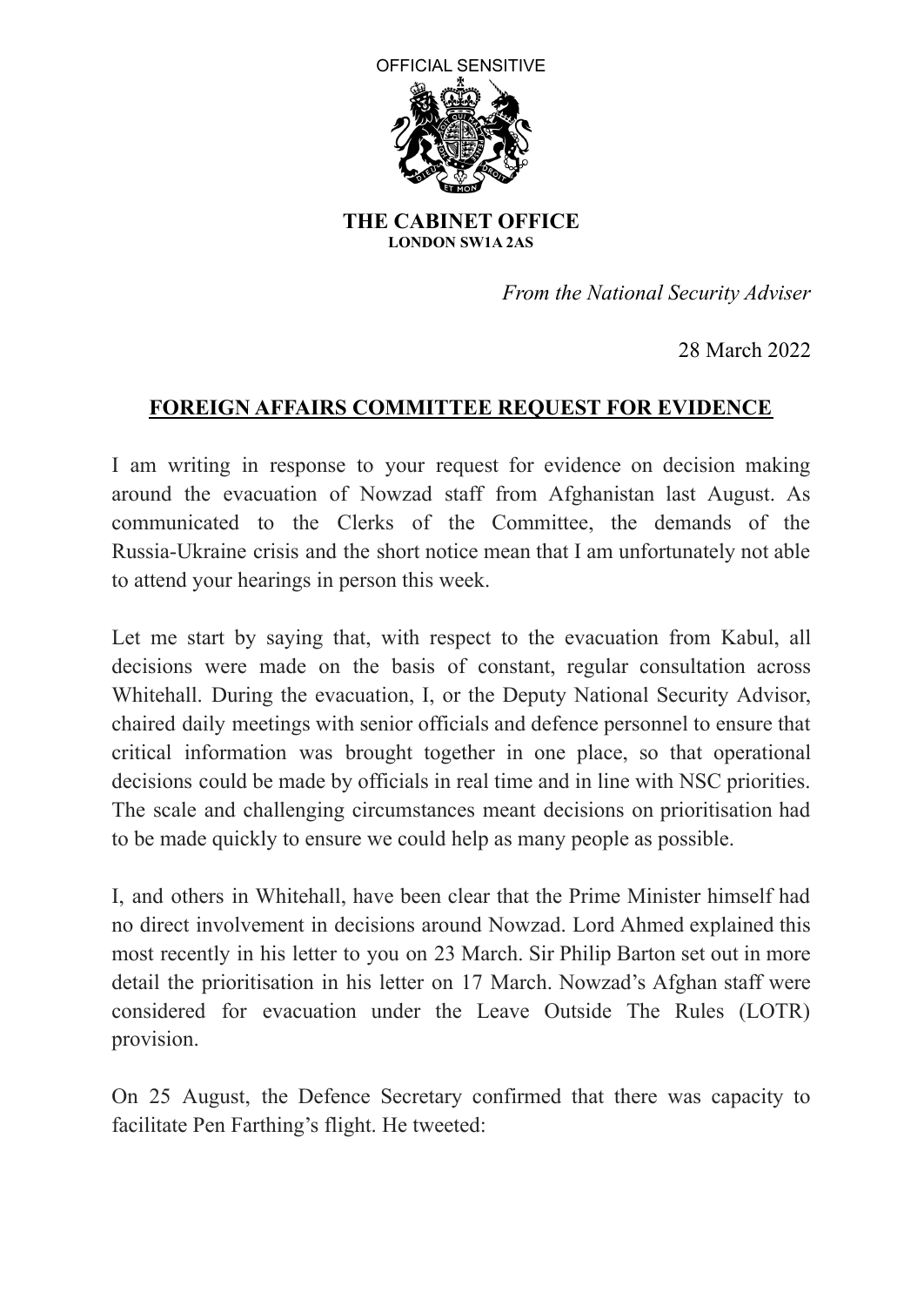OFFICIAL SENSITIVE

**THE CABINET OFFICE**
**LONDON SW1A 2AS**

*From the National Security Adviser*

28 March 2022

## FOREIGN AFFAIRS COMMITTEE REQUEST FOR EVIDENCE

I am writing in response to your request for evidence on decision making around the evacuation of Nowzad staff from Afghanistan last August. As communicated to the Clerks of the Committee, the demands of the Russia-Ukraine crisis and the short notice mean that I am unfortunately not able to attend your hearings in person this week.

Let me start by saying that, with respect to the evacuation from Kabul, all decisions were made on the basis of constant, regular consultation across Whitehall. During the evacuation, I, or the Deputy National Security Advisor, chaired daily meetings with senior officials and defence personnel to ensure that critical information was brought together in one place, so that operational decisions could be made by officials in real time and in line with NSC priorities. The scale and challenging circumstances meant decisions on prioritisation had to be made quickly to ensure we could help as many people as possible.

I, and others in Whitehall, have been clear that the Prime Minister himself had no direct involvement in decisions around Nowzad. Lord Ahmed explained this most recently in his letter to you on 23 March. Sir Philip Barton set out in more detail the prioritisation in his letter on 17 March. Nowzad's Afghan staff were considered for evacuation under the Leave Outside The Rules (LOTR) provision.

On 25 August, the Defence Secretary confirmed that there was capacity to facilitate Pen Farthing's flight. He tweeted: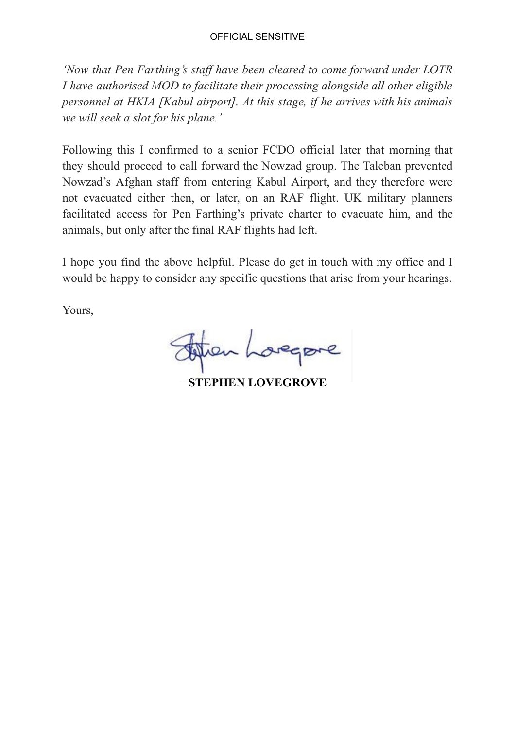*'Now that Pen Farthing's staff have been cleared to come forward under LOTR I have authorised MOD to facilitate their processing alongside all other eligible personnel at HKIA [Kabul airport]. At this stage, if he arrives with his animals we will seek a slot for his plane.'*

Following this I confirmed to a senior FCDO official later that morning that they should proceed to call forward the Nowzad group. The Taleban prevented Nowzad's Afghan staff from entering Kabul Airport, and they therefore were not evacuated either then, or later, on an RAF flight. UK military planners facilitated access for Pen Farthing's private charter to evacuate him, and the animals, but only after the final RAF flights had left.

I hope you find the above helpful. Please do get in touch with my office and I would be happy to consider any specific questions that arise from your hearings.

Yours,

**STEPHEN LOVEGROVE**